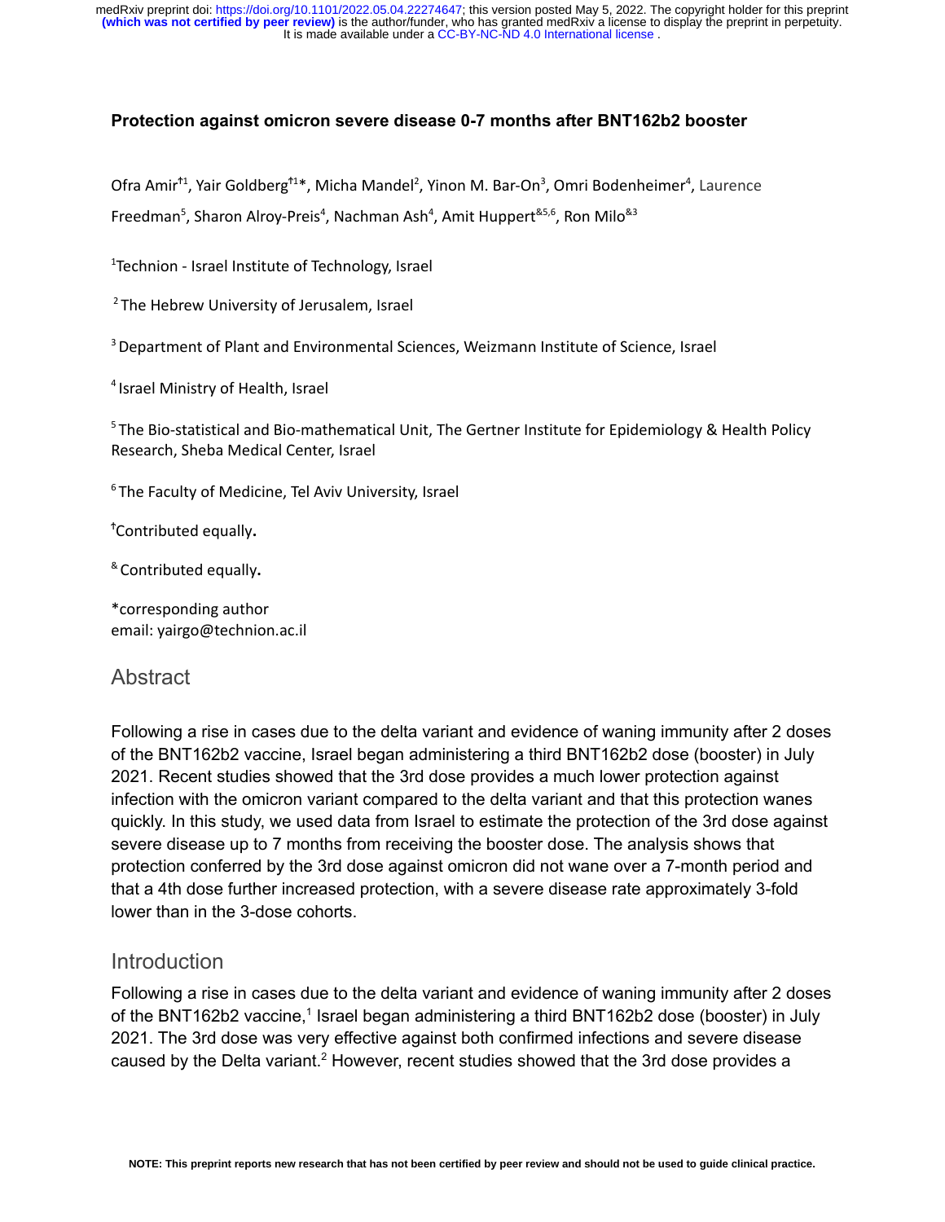# Protection against omicron severe disease 0-7 months after BNT162b2 booster

Ofra Amir[†1], Yair Goldberg[†1*], Micha Mandel[2], Yinon M. Bar-On[3], Omri Bodenheimer[4], Laurence Freedman[5], Sharon Alroy-Preis[4], Nachman Ash[4], Amit Huppert[&5,6], Ron Milo[&3]

[1]Technion - Israel Institute of Technology, Israel

[2]The Hebrew University of Jerusalem, Israel

[3]Department of Plant and Environmental Sciences, Weizmann Institute of Science, Israel

[4]Israel Ministry of Health, Israel

[5]The Bio-statistical and Bio-mathematical Unit, The Gertner Institute for Epidemiology & Health Policy Research, Sheba Medical Center, Israel

[6]The Faculty of Medicine, Tel Aviv University, Israel

[†]Contributed equally.

[&]Contributed equally.

*corresponding author
email: yairgo@technion.ac.il

## Abstract

Following a rise in cases due to the delta variant and evidence of waning immunity after 2 doses of the BNT162b2 vaccine, Israel began administering a third BNT162b2 dose (booster) in July 2021. Recent studies showed that the 3rd dose provides a much lower protection against infection with the omicron variant compared to the delta variant and that this protection wanes quickly. In this study, we used data from Israel to estimate the protection of the 3rd dose against severe disease up to 7 months from receiving the booster dose. The analysis shows that protection conferred by the 3rd dose against omicron did not wane over a 7-month period and that a 4th dose further increased protection, with a severe disease rate approximately 3-fold lower than in the 3-dose cohorts.

## Introduction

Following a rise in cases due to the delta variant and evidence of waning immunity after 2 doses of the BNT162b2 vaccine,[1] Israel began administering a third BNT162b2 dose (booster) in July 2021. The 3rd dose was very effective against both confirmed infections and severe disease caused by the Delta variant.[2] However, recent studies showed that the 3rd dose provides a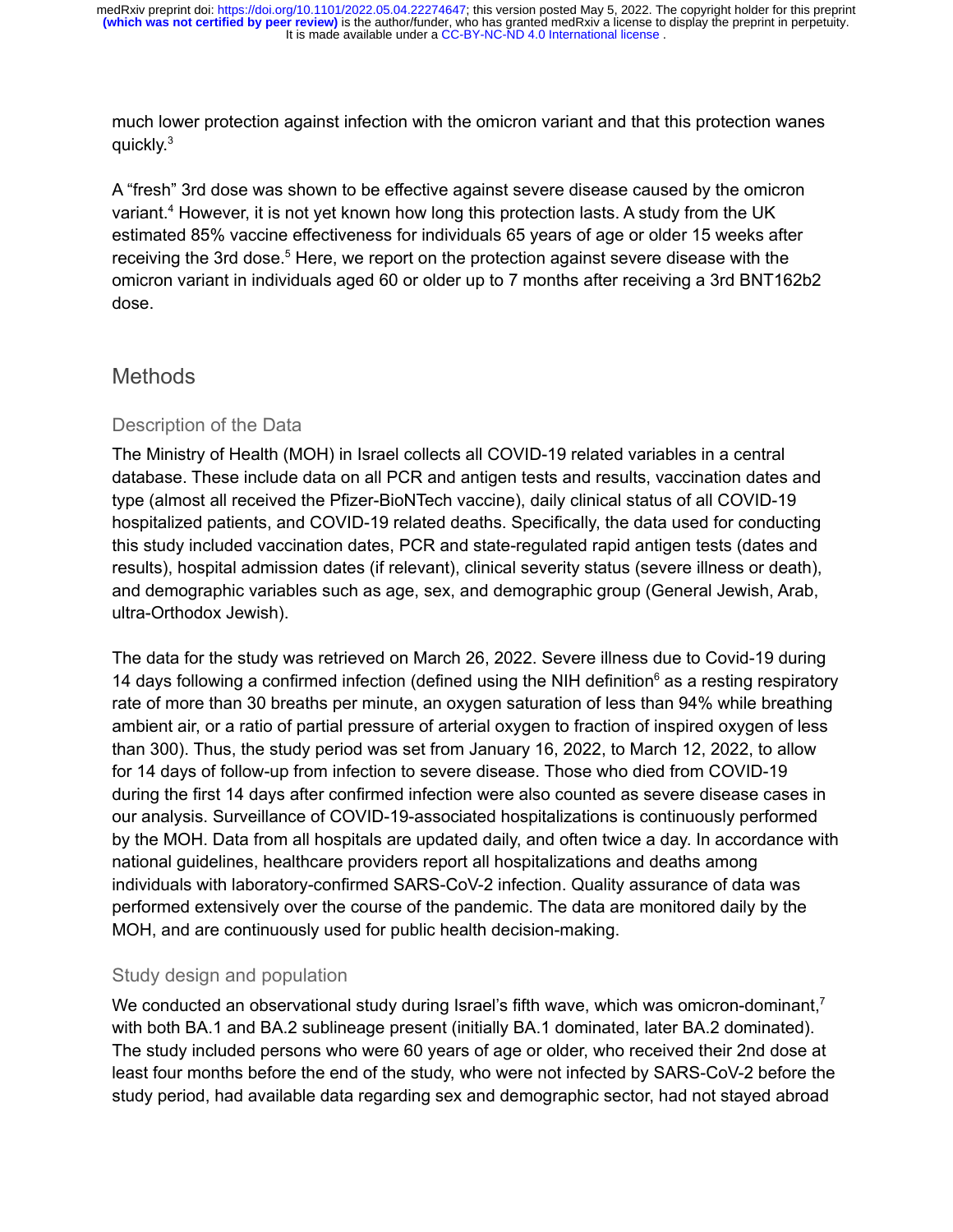much lower protection against infection with the omicron variant and that this protection wanes quickly.[3]

A "fresh" 3rd dose was shown to be effective against severe disease caused by the omicron variant.[4] However, it is not yet known how long this protection lasts. A study from the UK estimated 85% vaccine effectiveness for individuals 65 years of age or older 15 weeks after receiving the 3rd dose.[5] Here, we report on the protection against severe disease with the omicron variant in individuals aged 60 or older up to 7 months after receiving a 3rd BNT162b2 dose.

## Methods

### Description of the Data

The Ministry of Health (MOH) in Israel collects all COVID-19 related variables in a central database. These include data on all PCR and antigen tests and results, vaccination dates and type (almost all received the Pfizer-BioNTech vaccine), daily clinical status of all COVID-19 hospitalized patients, and COVID-19 related deaths. Specifically, the data used for conducting this study included vaccination dates, PCR and state-regulated rapid antigen tests (dates and results), hospital admission dates (if relevant), clinical severity status (severe illness or death), and demographic variables such as age, sex, and demographic group (General Jewish, Arab, ultra-Orthodox Jewish).

The data for the study was retrieved on March 26, 2022. Severe illness due to Covid-19 during 14 days following a confirmed infection (defined using the NIH definition[6] as a resting respiratory rate of more than 30 breaths per minute, an oxygen saturation of less than 94% while breathing ambient air, or a ratio of partial pressure of arterial oxygen to fraction of inspired oxygen of less than 300). Thus, the study period was set from January 16, 2022, to March 12, 2022, to allow for 14 days of follow-up from infection to severe disease. Those who died from COVID-19 during the first 14 days after confirmed infection were also counted as severe disease cases in our analysis. Surveillance of COVID-19-associated hospitalizations is continuously performed by the MOH. Data from all hospitals are updated daily, and often twice a day. In accordance with national guidelines, healthcare providers report all hospitalizations and deaths among individuals with laboratory-confirmed SARS-CoV-2 infection. Quality assurance of data was performed extensively over the course of the pandemic. The data are monitored daily by the MOH, and are continuously used for public health decision-making.

### Study design and population

We conducted an observational study during Israel's fifth wave, which was omicron-dominant,[7] with both BA.1 and BA.2 sublineage present (initially BA.1 dominated, later BA.2 dominated). The study included persons who were 60 years of age or older, who received their 2nd dose at least four months before the end of the study, who were not infected by SARS-CoV-2 before the study period, had available data regarding sex and demographic sector, had not stayed abroad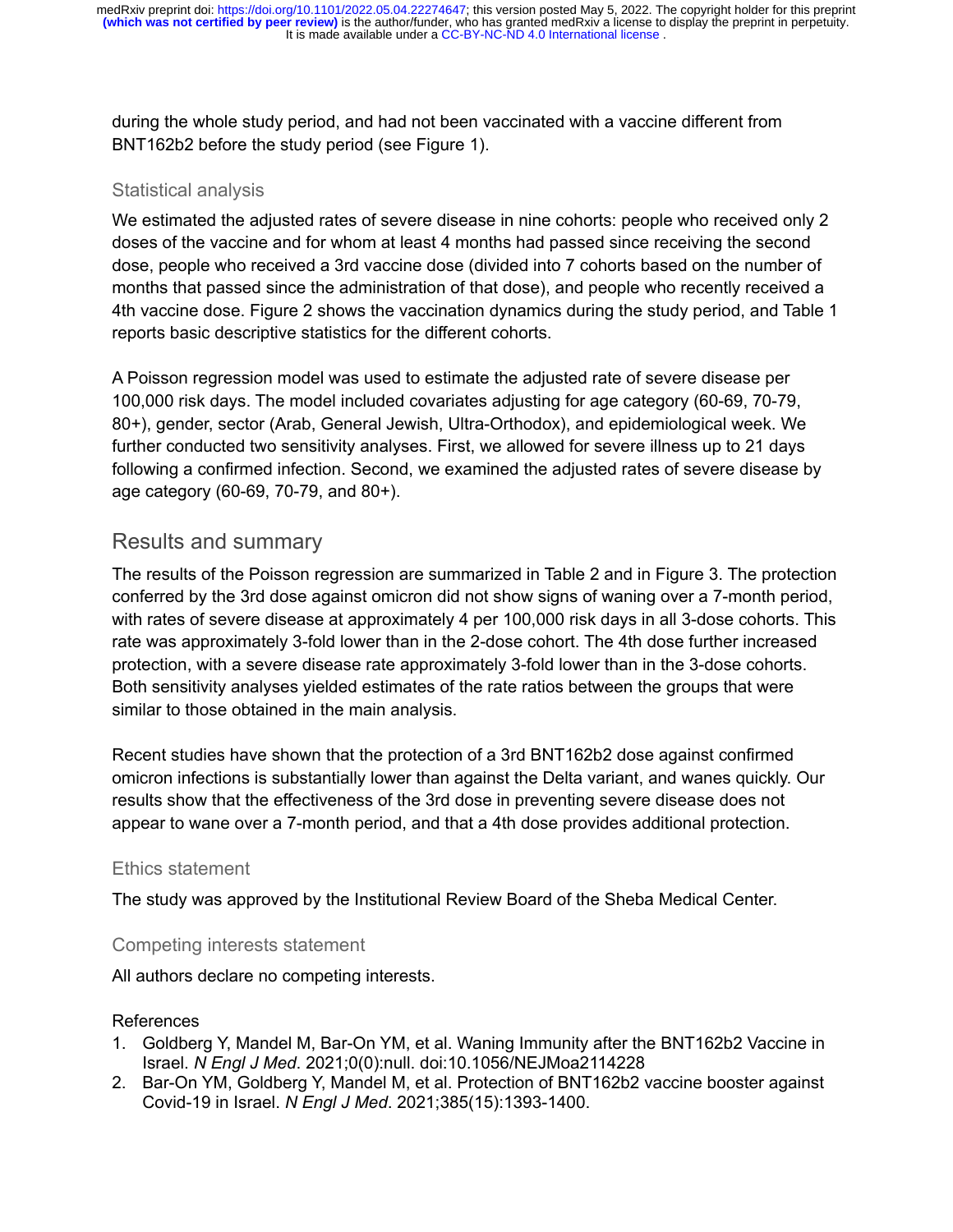during the whole study period, and had not been vaccinated with a vaccine different from BNT162b2 before the study period (see Figure 1).

### Statistical analysis

We estimated the adjusted rates of severe disease in nine cohorts: people who received only 2 doses of the vaccine and for whom at least 4 months had passed since receiving the second dose, people who received a 3rd vaccine dose (divided into 7 cohorts based on the number of months that passed since the administration of that dose), and people who recently received a 4th vaccine dose. Figure 2 shows the vaccination dynamics during the study period, and Table 1 reports basic descriptive statistics for the different cohorts.

A Poisson regression model was used to estimate the adjusted rate of severe disease per 100,000 risk days. The model included covariates adjusting for age category (60-69, 70-79, 80+), gender, sector (Arab, General Jewish, Ultra-Orthodox), and epidemiological week. We further conducted two sensitivity analyses. First, we allowed for severe illness up to 21 days following a confirmed infection. Second, we examined the adjusted rates of severe disease by age category (60-69, 70-79, and 80+).

## Results and summary

The results of the Poisson regression are summarized in Table 2 and in Figure 3. The protection conferred by the 3rd dose against omicron did not show signs of waning over a 7-month period, with rates of severe disease at approximately 4 per 100,000 risk days in all 3-dose cohorts. This rate was approximately 3-fold lower than in the 2-dose cohort. The 4th dose further increased protection, with a severe disease rate approximately 3-fold lower than in the 3-dose cohorts. Both sensitivity analyses yielded estimates of the rate ratios between the groups that were similar to those obtained in the main analysis.

Recent studies have shown that the protection of a 3rd BNT162b2 dose against confirmed omicron infections is substantially lower than against the Delta variant, and wanes quickly. Our results show that the effectiveness of the 3rd dose in preventing severe disease does not appear to wane over a 7-month period, and that a 4th dose provides additional protection.

### Ethics statement

The study was approved by the Institutional Review Board of the Sheba Medical Center.

### Competing interests statement

All authors declare no competing interests.

### References

1. Goldberg Y, Mandel M, Bar-On YM, et al. Waning Immunity after the BNT162b2 Vaccine in Israel. *N Engl J Med*. 2021;0(0):null. doi:10.1056/NEJMoa2114228
2. Bar-On YM, Goldberg Y, Mandel M, et al. Protection of BNT162b2 vaccine booster against Covid-19 in Israel. *N Engl J Med*. 2021;385(15):1393-1400.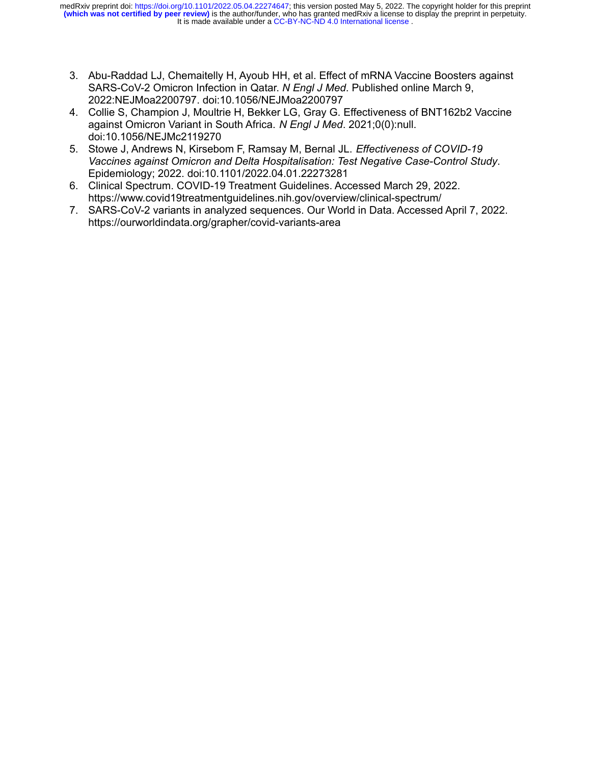3. Abu-Raddad LJ, Chemaitelly H, Ayoub HH, et al. Effect of mRNA Vaccine Boosters against SARS-CoV-2 Omicron Infection in Qatar. *N Engl J Med*. Published online March 9, 2022:NEJMoa2200797. doi:10.1056/NEJMoa2200797
4. Collie S, Champion J, Moultrie H, Bekker LG, Gray G. Effectiveness of BNT162b2 Vaccine against Omicron Variant in South Africa. *N Engl J Med*. 2021;0(0):null. doi:10.1056/NEJMc2119270
5. Stowe J, Andrews N, Kirsebom F, Ramsay M, Bernal JL. *Effectiveness of COVID-19 Vaccines against Omicron and Delta Hospitalisation: Test Negative Case-Control Study*. Epidemiology; 2022. doi:10.1101/2022.04.01.22273281
6. Clinical Spectrum. COVID-19 Treatment Guidelines. Accessed March 29, 2022. https://www.covid19treatmentguidelines.nih.gov/overview/clinical-spectrum/
7. SARS-CoV-2 variants in analyzed sequences. Our World in Data. Accessed April 7, 2022. https://ourworldindata.org/grapher/covid-variants-area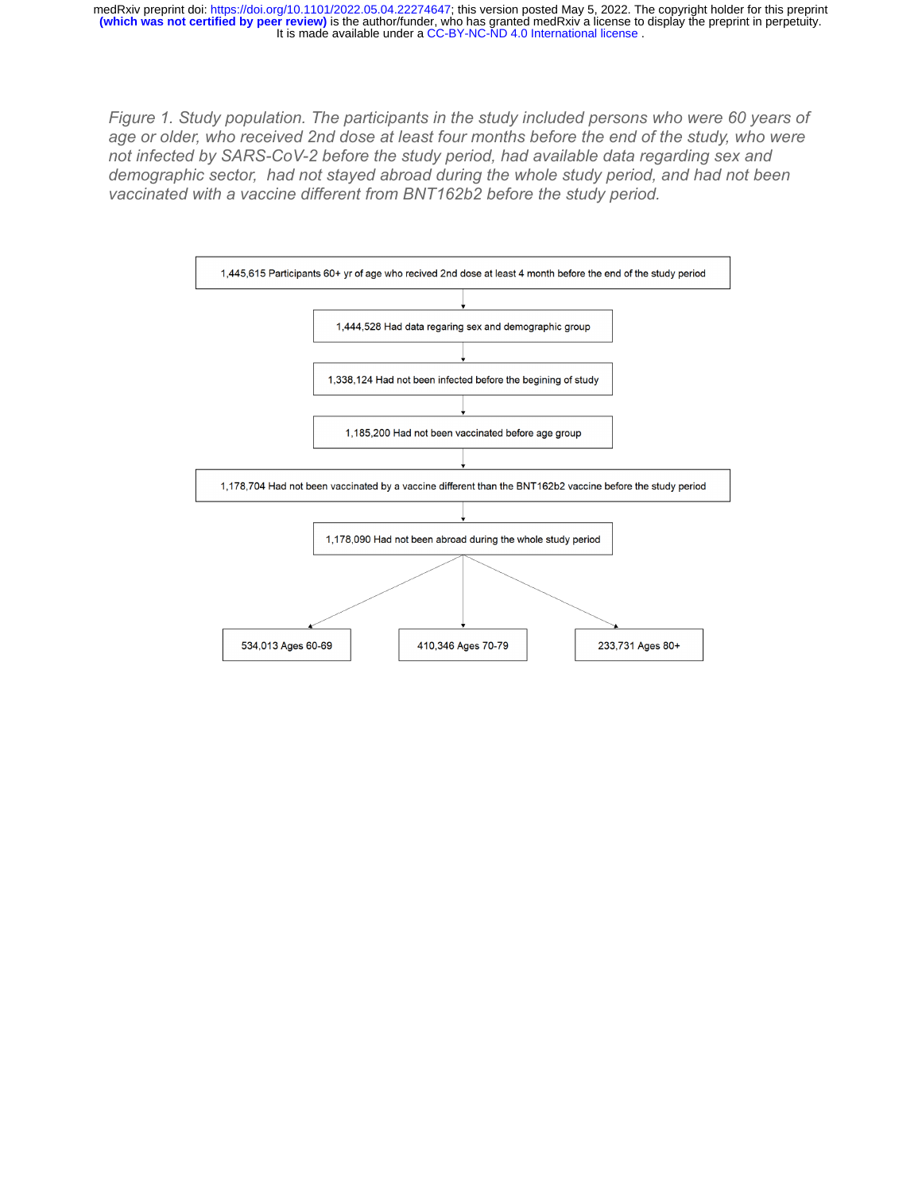*Figure 1. Study population. The participants in the study included persons who were 60 years of age or older, who received 2nd dose at least four months before the end of the study, who were not infected by SARS-CoV-2 before the study period, had available data regarding sex and demographic sector, had not stayed abroad during the whole study period, and had not been vaccinated with a vaccine different from BNT162b2 before the study period.*

1,445,615 Participants 60+ yr of age who recived 2nd dose at least 4 month before the end of the study period

↓

1,444,528 Had data regaring sex and demographic group

↓

1,338,124 Had not been infected before the begining of study

↓

1,185,200 Had not been vaccinated before age group

↓

1,178,704 Had not been vaccinated by a vaccine different than the BNT162b2 vaccine before the study period

↓

1,178,090 Had not been abroad during the whole study period

↓

- 534,013 Ages 60-69
- 410,346 Ages 70-79
- 233,731 Ages 80+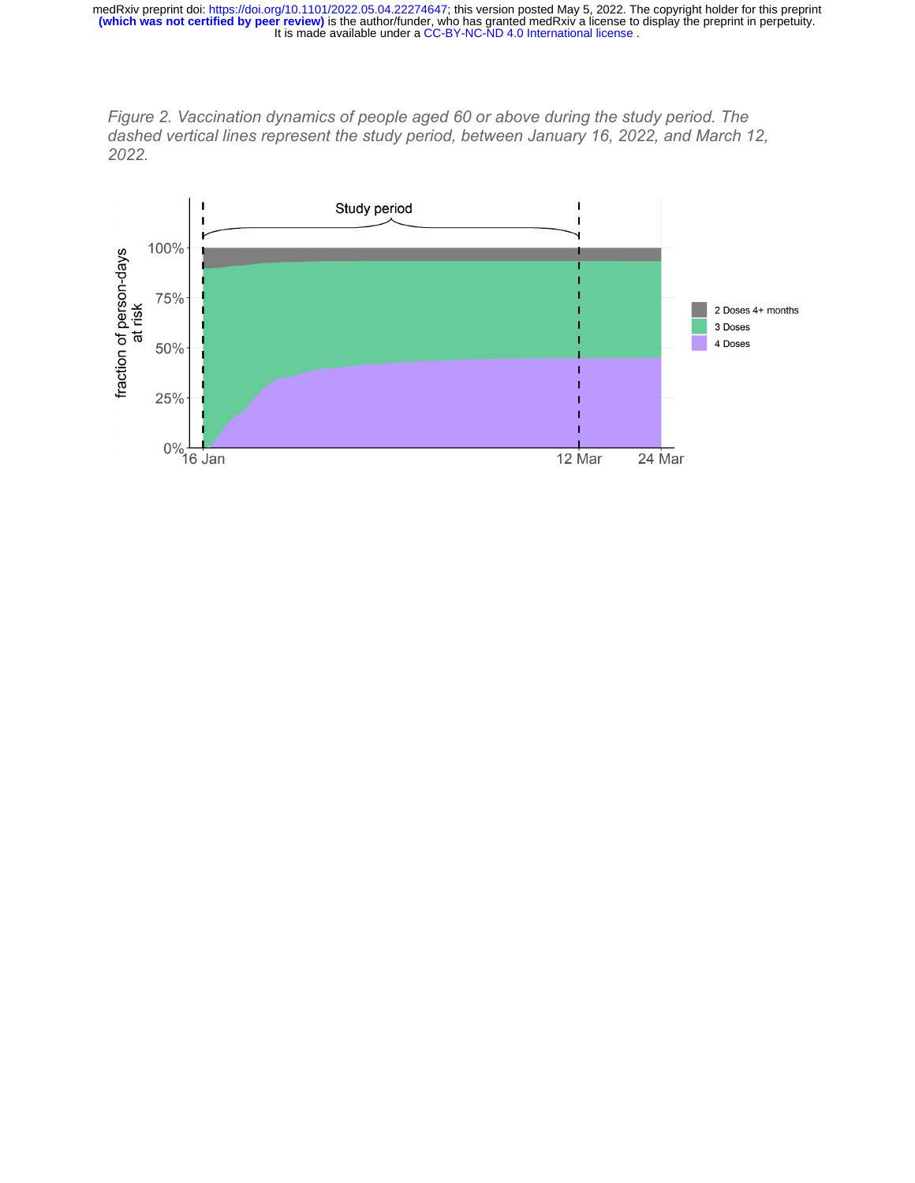*Figure 2. Vaccination dynamics of people aged 60 or above during the study period. The dashed vertical lines represent the study period, between January 16, 2022, and March 12, 2022.*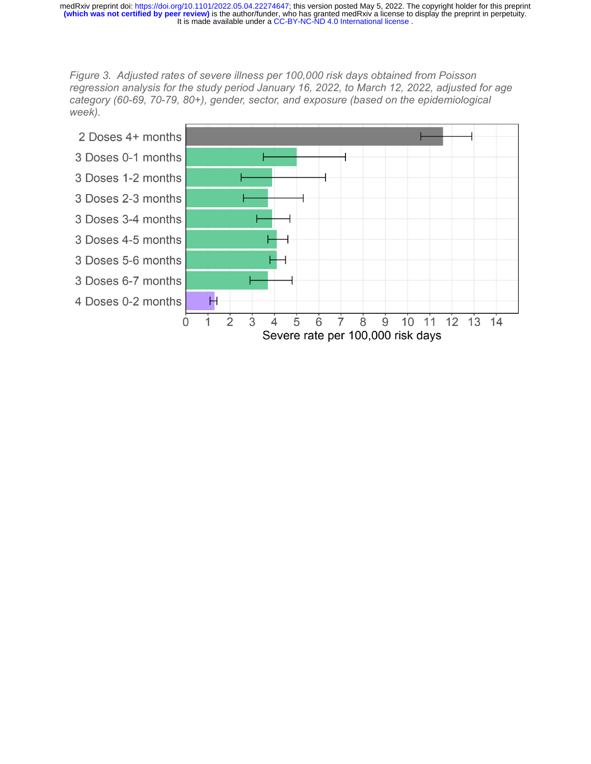*Figure 3. Adjusted rates of severe illness per 100,000 risk days obtained from Poisson regression analysis for the study period January 16, 2022, to March 12, 2022, adjusted for age category (60-69, 70-79, 80+), gender, sector, and exposure (based on the epidemiological week).*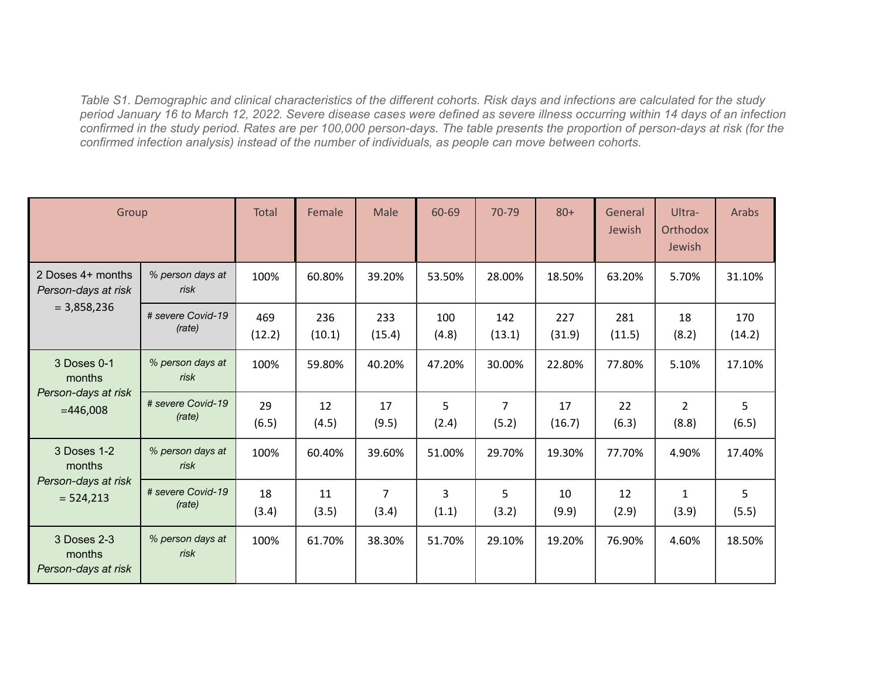*Table S1. Demographic and clinical characteristics of the different cohorts. Risk days and infections are calculated for the study period January 16 to March 12, 2022. Severe disease cases were defined as severe illness occurring within 14 days of an infection confirmed in the study period. Rates are per 100,000 person-days. The table presents the proportion of person-days at risk (for the confirmed infection analysis) instead of the number of individuals, as people can move between cohorts.*

| Group | | Total | Female | Male | 60-69 | 70-79 | 80+ | General Jewish | Ultra-Orthodox Jewish | Arabs |
|---|---|---|---|---|---|---|---|---|---|---|
| 2 Doses 4+ months *Person-days at risk* = 3,858,236 | *% person days at risk* | 100% | 60.80% | 39.20% | 53.50% | 28.00% | 18.50% | 63.20% | 5.70% | 31.10% |
| | *# severe Covid-19 (rate)* | 469 (12.2) | 236 (10.1) | 233 (15.4) | 100 (4.8) | 142 (13.1) | 227 (31.9) | 281 (11.5) | 18 (8.2) | 170 (14.2) |
| 3 Doses 0-1 months *Person-days at risk* =446,008 | *% person days at risk* | 100% | 59.80% | 40.20% | 47.20% | 30.00% | 22.80% | 77.80% | 5.10% | 17.10% |
| | *# severe Covid-19 (rate)* | 29 (6.5) | 12 (4.5) | 17 (9.5) | 5 (2.4) | 7 (5.2) | 17 (16.7) | 22 (6.3) | 2 (8.8) | 5 (6.5) |
| 3 Doses 1-2 months *Person-days at risk* = 524,213 | *% person days at risk* | 100% | 60.40% | 39.60% | 51.00% | 29.70% | 19.30% | 77.70% | 4.90% | 17.40% |
| | *# severe Covid-19 (rate)* | 18 (3.4) | 11 (3.5) | 7 (3.4) | 3 (1.1) | 5 (3.2) | 10 (9.9) | 12 (2.9) | 1 (3.9) | 5 (5.5) |
| 3 Doses 2-3 months *Person-days at risk* | *% person days at risk* | 100% | 61.70% | 38.30% | 51.70% | 29.10% | 19.20% | 76.90% | 4.60% | 18.50% |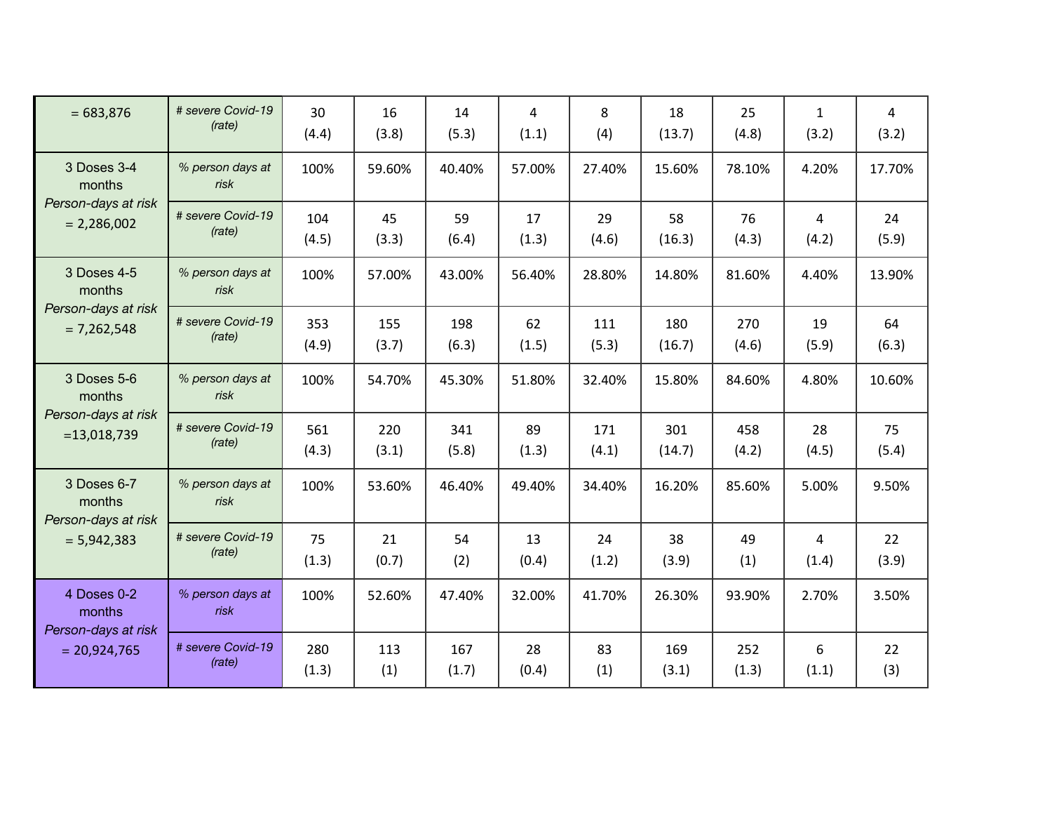| | | | | | | | | | | |
|---|---|---|---|---|---|---|---|---|---|---|
| = 683,876 | *# severe Covid-19 (rate)* | 30 (4.4) | 16 (3.8) | 14 (5.3) | 4 (1.1) | 8 (4) | 18 (13.7) | 25 (4.8) | 1 (3.2) | 4 (3.2) |
| 3 Doses 3-4 months *Person-days at risk* = 2,286,002 | *% person days at risk* | 100% | 59.60% | 40.40% | 57.00% | 27.40% | 15.60% | 78.10% | 4.20% | 17.70% |
| | *# severe Covid-19 (rate)* | 104 (4.5) | 45 (3.3) | 59 (6.4) | 17 (1.3) | 29 (4.6) | 58 (16.3) | 76 (4.3) | 4 (4.2) | 24 (5.9) |
| 3 Doses 4-5 months *Person-days at risk* = 7,262,548 | *% person days at risk* | 100% | 57.00% | 43.00% | 56.40% | 28.80% | 14.80% | 81.60% | 4.40% | 13.90% |
| | *# severe Covid-19 (rate)* | 353 (4.9) | 155 (3.7) | 198 (6.3) | 62 (1.5) | 111 (5.3) | 180 (16.7) | 270 (4.6) | 19 (5.9) | 64 (6.3) |
| 3 Doses 5-6 months *Person-days at risk* =13,018,739 | *% person days at risk* | 100% | 54.70% | 45.30% | 51.80% | 32.40% | 15.80% | 84.60% | 4.80% | 10.60% |
| | *# severe Covid-19 (rate)* | 561 (4.3) | 220 (3.1) | 341 (5.8) | 89 (1.3) | 171 (4.1) | 301 (14.7) | 458 (4.2) | 28 (4.5) | 75 (5.4) |
| 3 Doses 6-7 months *Person-days at risk* = 5,942,383 | *% person days at risk* | 100% | 53.60% | 46.40% | 49.40% | 34.40% | 16.20% | 85.60% | 5.00% | 9.50% |
| | *# severe Covid-19 (rate)* | 75 (1.3) | 21 (0.7) | 54 (2) | 13 (0.4) | 24 (1.2) | 38 (3.9) | 49 (1) | 4 (1.4) | 22 (3.9) |
| 4 Doses 0-2 months *Person-days at risk* = 20,924,765 | *% person days at risk* | 100% | 52.60% | 47.40% | 32.00% | 41.70% | 26.30% | 93.90% | 2.70% | 3.50% |
| | *# severe Covid-19 (rate)* | 280 (1.3) | 113 (1) | 167 (1.7) | 28 (0.4) | 83 (1) | 169 (3.1) | 252 (1.3) | 6 (1.1) | 22 (3) |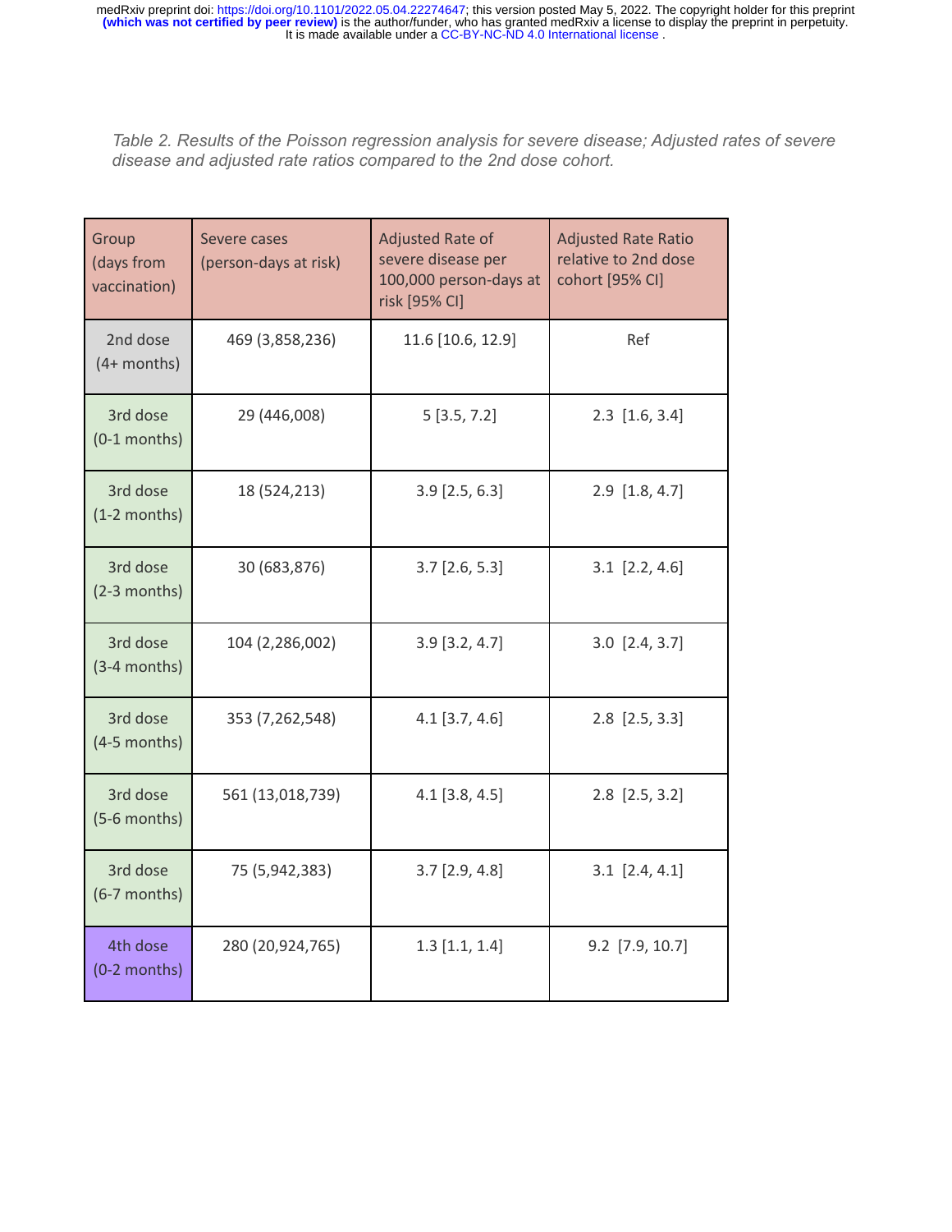*Table 2. Results of the Poisson regression analysis for severe disease; Adjusted rates of severe disease and adjusted rate ratios compared to the 2nd dose cohort.*

| Group (days from vaccination) | Severe cases (person-days at risk) | Adjusted Rate of severe disease per 100,000 person-days at risk [95% CI] | Adjusted Rate Ratio relative to 2nd dose cohort [95% CI] |
|---|---|---|---|
| 2nd dose (4+ months) | 469 (3,858,236) | 11.6 [10.6, 12.9] | Ref |
| 3rd dose (0-1 months) | 29 (446,008) | 5 [3.5, 7.2] | 2.3 [1.6, 3.4] |
| 3rd dose (1-2 months) | 18 (524,213) | 3.9 [2.5, 6.3] | 2.9 [1.8, 4.7] |
| 3rd dose (2-3 months) | 30 (683,876) | 3.7 [2.6, 5.3] | 3.1 [2.2, 4.6] |
| 3rd dose (3-4 months) | 104 (2,286,002) | 3.9 [3.2, 4.7] | 3.0 [2.4, 3.7] |
| 3rd dose (4-5 months) | 353 (7,262,548) | 4.1 [3.7, 4.6] | 2.8 [2.5, 3.3] |
| 3rd dose (5-6 months) | 561 (13,018,739) | 4.1 [3.8, 4.5] | 2.8 [2.5, 3.2] |
| 3rd dose (6-7 months) | 75 (5,942,383) | 3.7 [2.9, 4.8] | 3.1 [2.4, 4.1] |
| 4th dose (0-2 months) | 280 (20,924,765) | 1.3 [1.1, 1.4] | 9.2 [7.9, 10.7] |